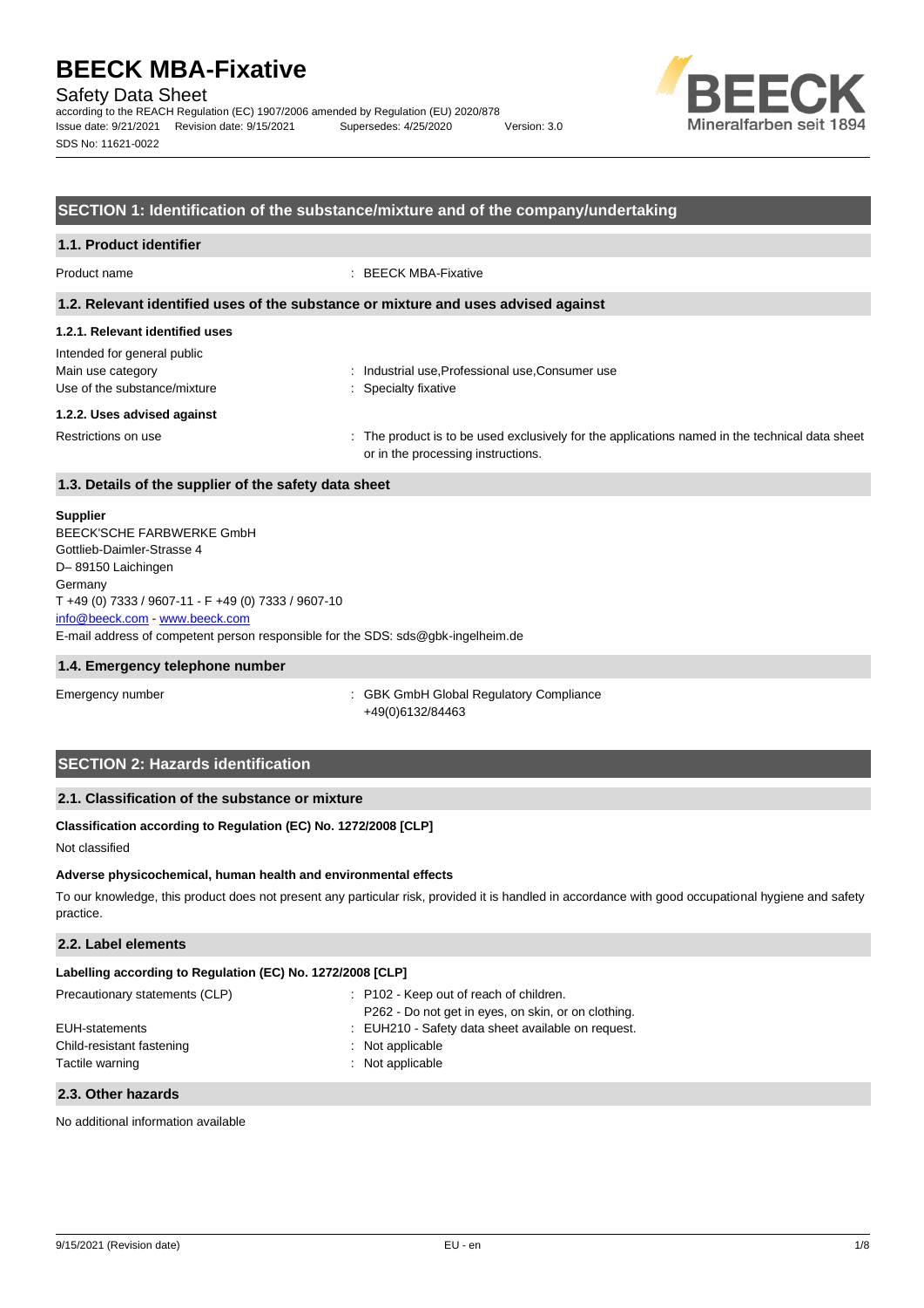# BEECK MBA-Fixative

Safety Data Sheet

according to the REACH Regulation (EC) 1907/2006 amended by Regulation (EU) 2020/878

Issue date: 9/21/2021 Revision date: 9/15/2021 Supersedes: 4/25/2020 Version: 3.0

SDS No: 11621-0022

## SECTION 1: Identification of the substance/mixture and of the company/undertaking

### 1.1. Product identifier

Product name : BEECK MBA-Fixative

### 1.2. Relevant identified uses of the substance or mixture and uses advised against

#### 1.2.1. Relevant identified uses

Intended for general public

Main use category : Industrial use,Professional use,Consumer use

Use of the substance/mixture : Specialty fixative

#### 1.2.2. Uses advised against

Restrictions on use : The product is to be used exclusively for the applications named in the technical data sheet or in the processing instructions.

### 1.3. Details of the supplier of the safety data sheet

**Supplier**

BEECK'SCHE FARBWERKE GmbH
Gottlieb-Daimler-Strasse 4
D– 89150 Laichingen
Germany
T +49 (0) 7333 / 9607-11 - F +49 (0) 7333 / 9607-10
info@beeck.com - www.beeck.com
E-mail address of competent person responsible for the SDS: sds@gbk-ingelheim.de

### 1.4. Emergency telephone number

Emergency number : GBK GmbH Global Regulatory Compliance +49(0)6132/84463

## SECTION 2: Hazards identification

### 2.1. Classification of the substance or mixture

**Classification according to Regulation (EC) No. 1272/2008 [CLP]**

Not classified

**Adverse physicochemical, human health and environmental effects**

To our knowledge, this product does not present any particular risk, provided it is handled in accordance with good occupational hygiene and safety practice.

### 2.2. Label elements

**Labelling according to Regulation (EC) No. 1272/2008 [CLP]**

Precautionary statements (CLP) : P102 - Keep out of reach of children.
P262 - Do not get in eyes, on skin, or on clothing.

EUH-statements : EUH210 - Safety data sheet available on request.

Child-resistant fastening : Not applicable

Tactile warning : Not applicable

### 2.3. Other hazards

No additional information available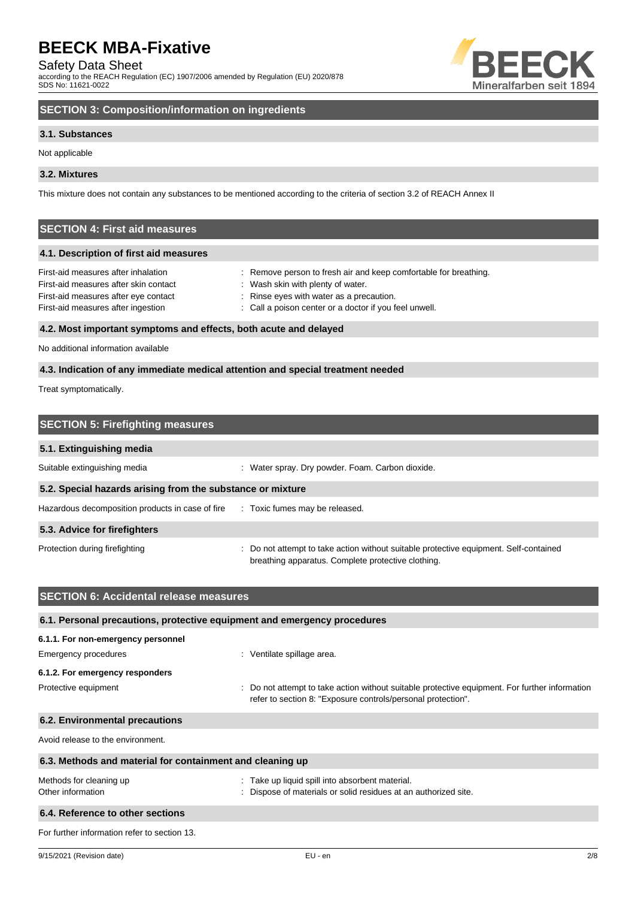## SECTION 3: Composition/information on ingredients

### 3.1. Substances

Not applicable

### 3.2. Mixtures

This mixture does not contain any substances to be mentioned according to the criteria of section 3.2 of REACH Annex II

## SECTION 4: First aid measures

### 4.1. Description of first aid measures

| | |
|---|---|
| First-aid measures after inhalation | : Remove person to fresh air and keep comfortable for breathing. |
| First-aid measures after skin contact | : Wash skin with plenty of water. |
| First-aid measures after eye contact | : Rinse eyes with water as a precaution. |
| First-aid measures after ingestion | : Call a poison center or a doctor if you feel unwell. |

### 4.2. Most important symptoms and effects, both acute and delayed

No additional information available

### 4.3. Indication of any immediate medical attention and special treatment needed

Treat symptomatically.

## SECTION 5: Firefighting measures

### 5.1. Extinguishing media

| | |
|---|---|
| Suitable extinguishing media | : Water spray. Dry powder. Foam. Carbon dioxide. |

### 5.2. Special hazards arising from the substance or mixture

| | |
|---|---|
| Hazardous decomposition products in case of fire | : Toxic fumes may be released. |

### 5.3. Advice for firefighters

| | |
|---|---|
| Protection during firefighting | : Do not attempt to take action without suitable protective equipment. Self-contained breathing apparatus. Complete protective clothing. |

## SECTION 6: Accidental release measures

### 6.1. Personal precautions, protective equipment and emergency procedures

**6.1.1. For non-emergency personnel**

| | |
|---|---|
| Emergency procedures | : Ventilate spillage area. |

**6.1.2. For emergency responders**

| | |
|---|---|
| Protective equipment | : Do not attempt to take action without suitable protective equipment. For further information refer to section 8: "Exposure controls/personal protection". |

### 6.2. Environmental precautions

Avoid release to the environment.

### 6.3. Methods and material for containment and cleaning up

| | |
|---|---|
| Methods for cleaning up | : Take up liquid spill into absorbent material. |
| Other information | : Dispose of materials or solid residues at an authorized site. |

### 6.4. Reference to other sections

For further information refer to section 13.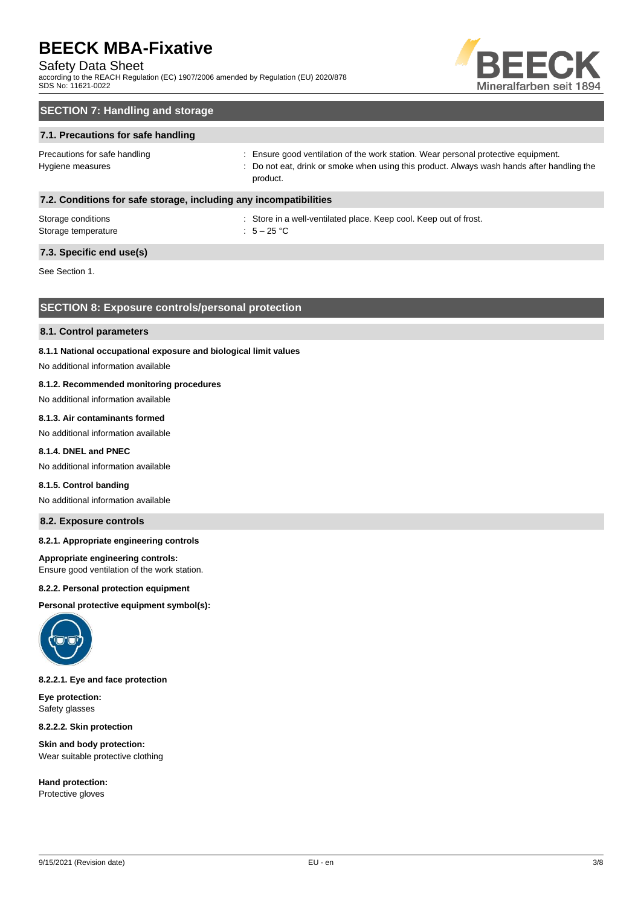## SECTION 7: Handling and storage

### 7.1. Precautions for safe handling

| | |
|---|---|
| Precautions for safe handling | : Ensure good ventilation of the work station. Wear personal protective equipment. |
| Hygiene measures | : Do not eat, drink or smoke when using this product. Always wash hands after handling the product. |

### 7.2. Conditions for safe storage, including any incompatibilities

| | |
|---|---|
| Storage conditions | : Store in a well-ventilated place. Keep cool. Keep out of frost. |
| Storage temperature | : 5 – 25 °C |

### 7.3. Specific end use(s)

See Section 1.

## SECTION 8: Exposure controls/personal protection

### 8.1. Control parameters

#### 8.1.1 National occupational exposure and biological limit values

No additional information available

#### 8.1.2. Recommended monitoring procedures

No additional information available

#### 8.1.3. Air contaminants formed

No additional information available

#### 8.1.4. DNEL and PNEC

No additional information available

#### 8.1.5. Control banding

No additional information available

### 8.2. Exposure controls

#### 8.2.1. Appropriate engineering controls

**Appropriate engineering controls:**
Ensure good ventilation of the work station.

#### 8.2.2. Personal protection equipment

**Personal protective equipment symbol(s):**

#### 8.2.2.1. Eye and face protection

**Eye protection:**
Safety glasses

#### 8.2.2.2. Skin protection

**Skin and body protection:**
Wear suitable protective clothing

**Hand protection:**
Protective gloves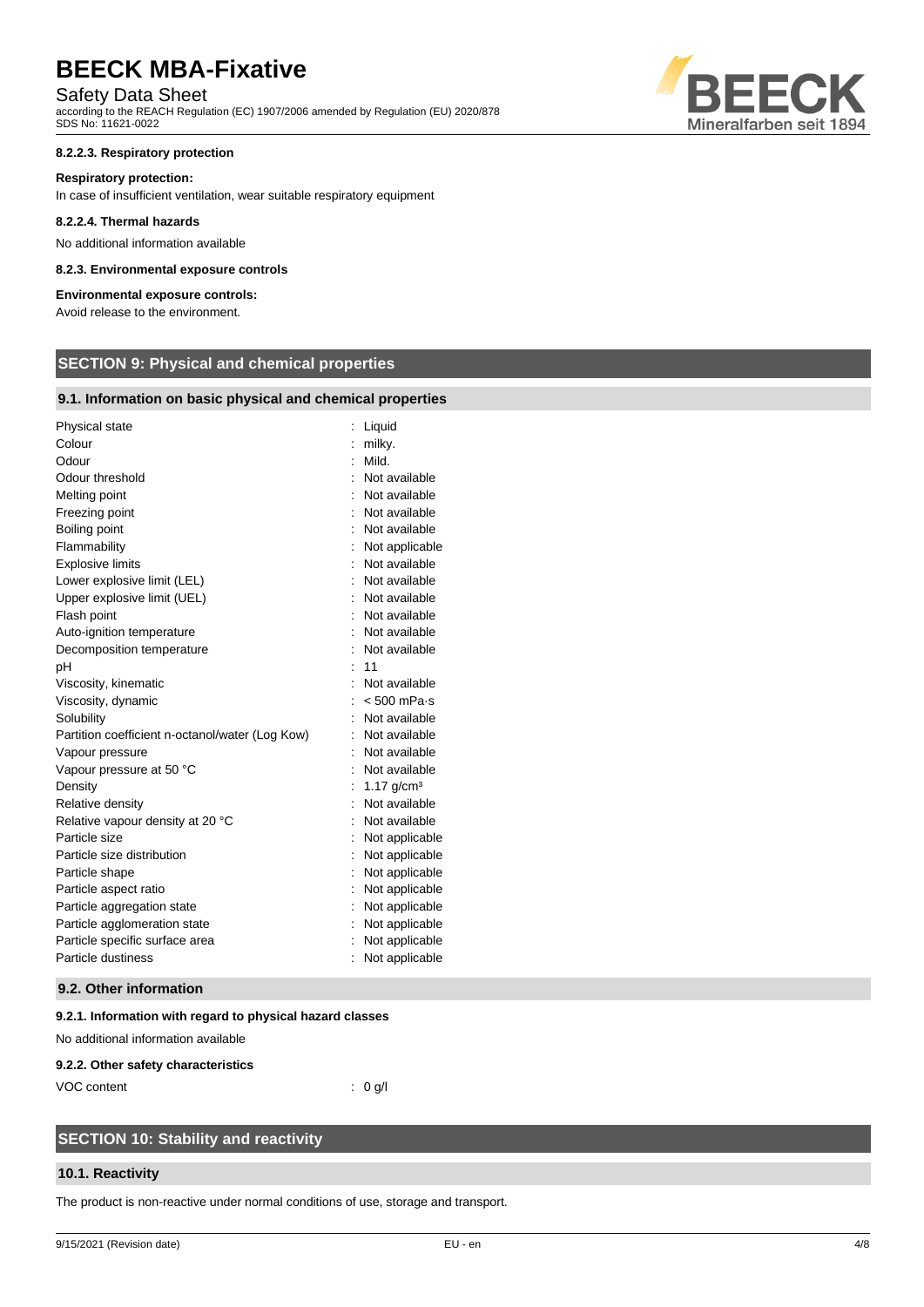#### 8.2.2.3. Respiratory protection

**Respiratory protection:**

In case of insufficient ventilation, wear suitable respiratory equipment

#### 8.2.2.4. Thermal hazards

No additional information available

#### 8.2.3. Environmental exposure controls

**Environmental exposure controls:**

Avoid release to the environment.

## SECTION 9: Physical and chemical properties

### 9.1. Information on basic physical and chemical properties

| | |
|---|---|
| Physical state | : Liquid |
| Colour | : milky. |
| Odour | : Mild. |
| Odour threshold | : Not available |
| Melting point | : Not available |
| Freezing point | : Not available |
| Boiling point | : Not available |
| Flammability | : Not applicable |
| Explosive limits | : Not available |
| Lower explosive limit (LEL) | : Not available |
| Upper explosive limit (UEL) | : Not available |
| Flash point | : Not available |
| Auto-ignition temperature | : Not available |
| Decomposition temperature | : Not available |
| pH | : 11 |
| Viscosity, kinematic | : Not available |
| Viscosity, dynamic | : < 500 mPa·s |
| Solubility | : Not available |
| Partition coefficient n-octanol/water (Log Kow) | : Not available |
| Vapour pressure | : Not available |
| Vapour pressure at 50 °C | : Not available |
| Density | : 1.17 g/cm³ |
| Relative density | : Not available |
| Relative vapour density at 20 °C | : Not available |
| Particle size | : Not applicable |
| Particle size distribution | : Not applicable |
| Particle shape | : Not applicable |
| Particle aspect ratio | : Not applicable |
| Particle aggregation state | : Not applicable |
| Particle agglomeration state | : Not applicable |
| Particle specific surface area | : Not applicable |
| Particle dustiness | : Not applicable |

### 9.2. Other information

#### 9.2.1. Information with regard to physical hazard classes

No additional information available

#### 9.2.2. Other safety characteristics

| | |
|---|---|
| VOC content | : 0 g/l |

## SECTION 10: Stability and reactivity

### 10.1. Reactivity

The product is non-reactive under normal conditions of use, storage and transport.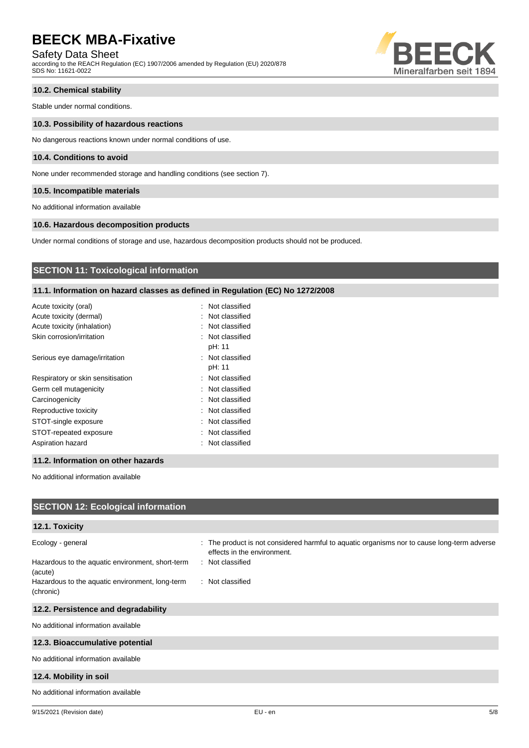### 10.2. Chemical stability

Stable under normal conditions.

### 10.3. Possibility of hazardous reactions

No dangerous reactions known under normal conditions of use.

### 10.4. Conditions to avoid

None under recommended storage and handling conditions (see section 7).

### 10.5. Incompatible materials

No additional information available

### 10.6. Hazardous decomposition products

Under normal conditions of storage and use, hazardous decomposition products should not be produced.

## SECTION 11: Toxicological information

### 11.1. Information on hazard classes as defined in Regulation (EC) No 1272/2008

| | |
|---|---|
| Acute toxicity (oral) | : Not classified |
| Acute toxicity (dermal) | : Not classified |
| Acute toxicity (inhalation) | : Not classified |
| Skin corrosion/irritation | : Not classified<br>pH: 11 |
| Serious eye damage/irritation | : Not classified<br>pH: 11 |
| Respiratory or skin sensitisation | : Not classified |
| Germ cell mutagenicity | : Not classified |
| Carcinogenicity | : Not classified |
| Reproductive toxicity | : Not classified |
| STOT-single exposure | : Not classified |
| STOT-repeated exposure | : Not classified |
| Aspiration hazard | : Not classified |

### 11.2. Information on other hazards

No additional information available

## SECTION 12: Ecological information

### 12.1. Toxicity

| | |
|---|---|
| Ecology - general | : The product is not considered harmful to aquatic organisms nor to cause long-term adverse effects in the environment. |
| Hazardous to the aquatic environment, short-term (acute) | : Not classified |
| Hazardous to the aquatic environment, long-term (chronic) | : Not classified |

### 12.2. Persistence and degradability

No additional information available

### 12.3. Bioaccumulative potential

No additional information available

### 12.4. Mobility in soil

No additional information available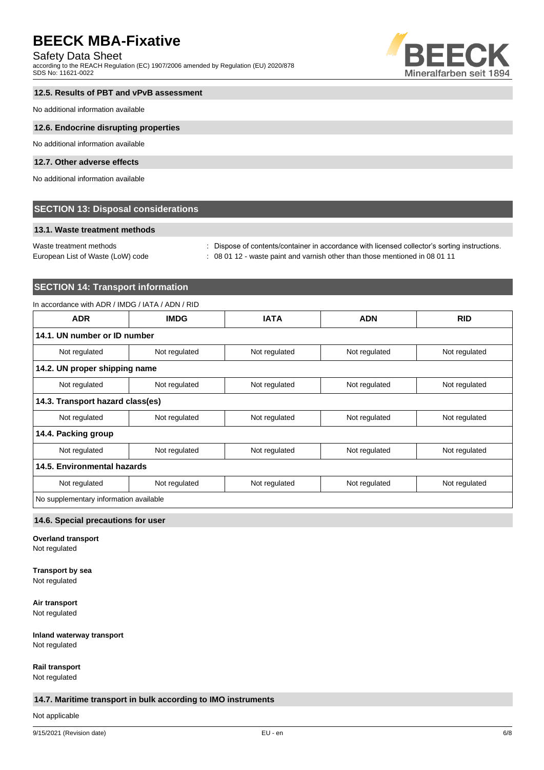### 12.5. Results of PBT and vPvB assessment

No additional information available

### 12.6. Endocrine disrupting properties

No additional information available

### 12.7. Other adverse effects

No additional information available

## SECTION 13: Disposal considerations

### 13.1. Waste treatment methods

Waste treatment methods : Dispose of contents/container in accordance with licensed collector's sorting instructions.

European List of Waste (LoW) code : 08 01 12 - waste paint and varnish other than those mentioned in 08 01 11

## SECTION 14: Transport information

In accordance with ADR / IMDG / IATA / ADN / RID

| ADR | IMDG | IATA | ADN | RID |
|---|---|---|---|---|
| **14.1. UN number or ID number** | | | | |
| Not regulated | Not regulated | Not regulated | Not regulated | Not regulated |
| **14.2. UN proper shipping name** | | | | |
| Not regulated | Not regulated | Not regulated | Not regulated | Not regulated |
| **14.3. Transport hazard class(es)** | | | | |
| Not regulated | Not regulated | Not regulated | Not regulated | Not regulated |
| **14.4. Packing group** | | | | |
| Not regulated | Not regulated | Not regulated | Not regulated | Not regulated |
| **14.5. Environmental hazards** | | | | |
| Not regulated | Not regulated | Not regulated | Not regulated | Not regulated |
| No supplementary information available | | | | |

### 14.6. Special precautions for user

**Overland transport**
Not regulated

**Transport by sea**
Not regulated

**Air transport**
Not regulated

**Inland waterway transport**
Not regulated

**Rail transport**
Not regulated

### 14.7. Maritime transport in bulk according to IMO instruments

Not applicable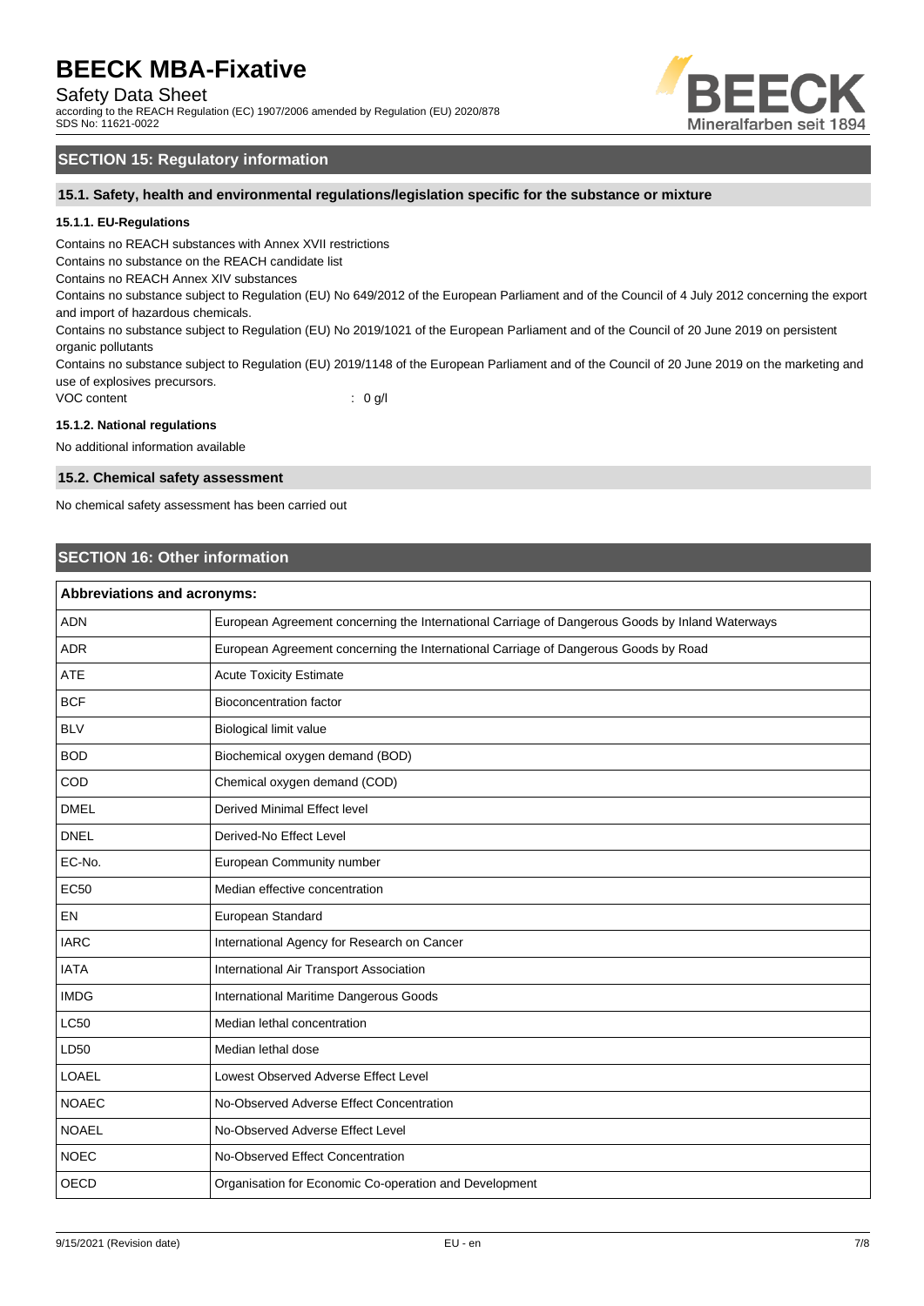## SECTION 15: Regulatory information

### 15.1. Safety, health and environmental regulations/legislation specific for the substance or mixture

#### 15.1.1. EU-Regulations

Contains no REACH substances with Annex XVII restrictions

Contains no substance on the REACH candidate list

Contains no REACH Annex XIV substances

Contains no substance subject to Regulation (EU) No 649/2012 of the European Parliament and of the Council of 4 July 2012 concerning the export and import of hazardous chemicals.

Contains no substance subject to Regulation (EU) No 2019/1021 of the European Parliament and of the Council of 20 June 2019 on persistent organic pollutants

Contains no substance subject to Regulation (EU) 2019/1148 of the European Parliament and of the Council of 20 June 2019 on the marketing and use of explosives precursors.

VOC content : 0 g/l

#### 15.1.2. National regulations

No additional information available

### 15.2. Chemical safety assessment

No chemical safety assessment has been carried out

## SECTION 16: Other information

| Abbreviations and acronyms: | |
|---|---|
| ADN | European Agreement concerning the International Carriage of Dangerous Goods by Inland Waterways |
| ADR | European Agreement concerning the International Carriage of Dangerous Goods by Road |
| ATE | Acute Toxicity Estimate |
| BCF | Bioconcentration factor |
| BLV | Biological limit value |
| BOD | Biochemical oxygen demand (BOD) |
| COD | Chemical oxygen demand (COD) |
| DMEL | Derived Minimal Effect level |
| DNEL | Derived-No Effect Level |
| EC-No. | European Community number |
| EC50 | Median effective concentration |
| EN | European Standard |
| IARC | International Agency for Research on Cancer |
| IATA | International Air Transport Association |
| IMDG | International Maritime Dangerous Goods |
| LC50 | Median lethal concentration |
| LD50 | Median lethal dose |
| LOAEL | Lowest Observed Adverse Effect Level |
| NOAEC | No-Observed Adverse Effect Concentration |
| NOAEL | No-Observed Adverse Effect Level |
| NOEC | No-Observed Effect Concentration |
| OECD | Organisation for Economic Co-operation and Development |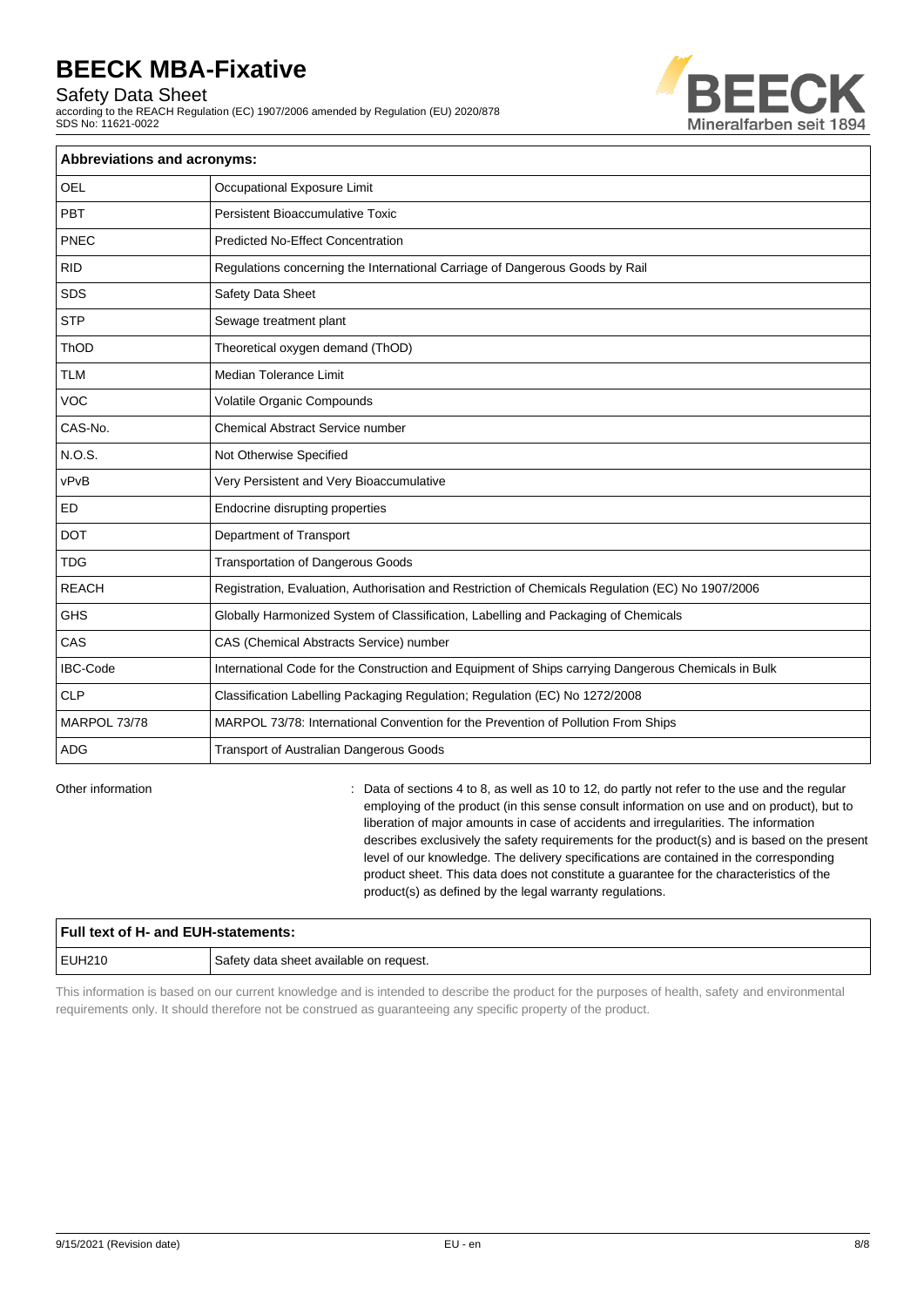| Abbreviations and acronyms: | |
|---|---|
| OEL | Occupational Exposure Limit |
| PBT | Persistent Bioaccumulative Toxic |
| PNEC | Predicted No-Effect Concentration |
| RID | Regulations concerning the International Carriage of Dangerous Goods by Rail |
| SDS | Safety Data Sheet |
| STP | Sewage treatment plant |
| ThOD | Theoretical oxygen demand (ThOD) |
| TLM | Median Tolerance Limit |
| VOC | Volatile Organic Compounds |
| CAS-No. | Chemical Abstract Service number |
| N.O.S. | Not Otherwise Specified |
| vPvB | Very Persistent and Very Bioaccumulative |
| ED | Endocrine disrupting properties |
| DOT | Department of Transport |
| TDG | Transportation of Dangerous Goods |
| REACH | Registration, Evaluation, Authorisation and Restriction of Chemicals Regulation (EC) No 1907/2006 |
| GHS | Globally Harmonized System of Classification, Labelling and Packaging of Chemicals |
| CAS | CAS (Chemical Abstracts Service) number |
| IBC-Code | International Code for the Construction and Equipment of Ships carrying Dangerous Chemicals in Bulk |
| CLP | Classification Labelling Packaging Regulation; Regulation (EC) No 1272/2008 |
| MARPOL 73/78 | MARPOL 73/78: International Convention for the Prevention of Pollution From Ships |
| ADG | Transport of Australian Dangerous Goods |

Other information : Data of sections 4 to 8, as well as 10 to 12, do partly not refer to the use and the regular employing of the product (in this sense consult information on use and on product), but to liberation of major amounts in case of accidents and irregularities. The information describes exclusively the safety requirements for the product(s) and is based on the present level of our knowledge. The delivery specifications are contained in the corresponding product sheet. This data does not constitute a guarantee for the characteristics of the product(s) as defined by the legal warranty regulations.

| Full text of H- and EUH-statements: | |
|---|---|
| EUH210 | Safety data sheet available on request. |

This information is based on our current knowledge and is intended to describe the product for the purposes of health, safety and environmental requirements only. It should therefore not be construed as guaranteeing any specific property of the product.